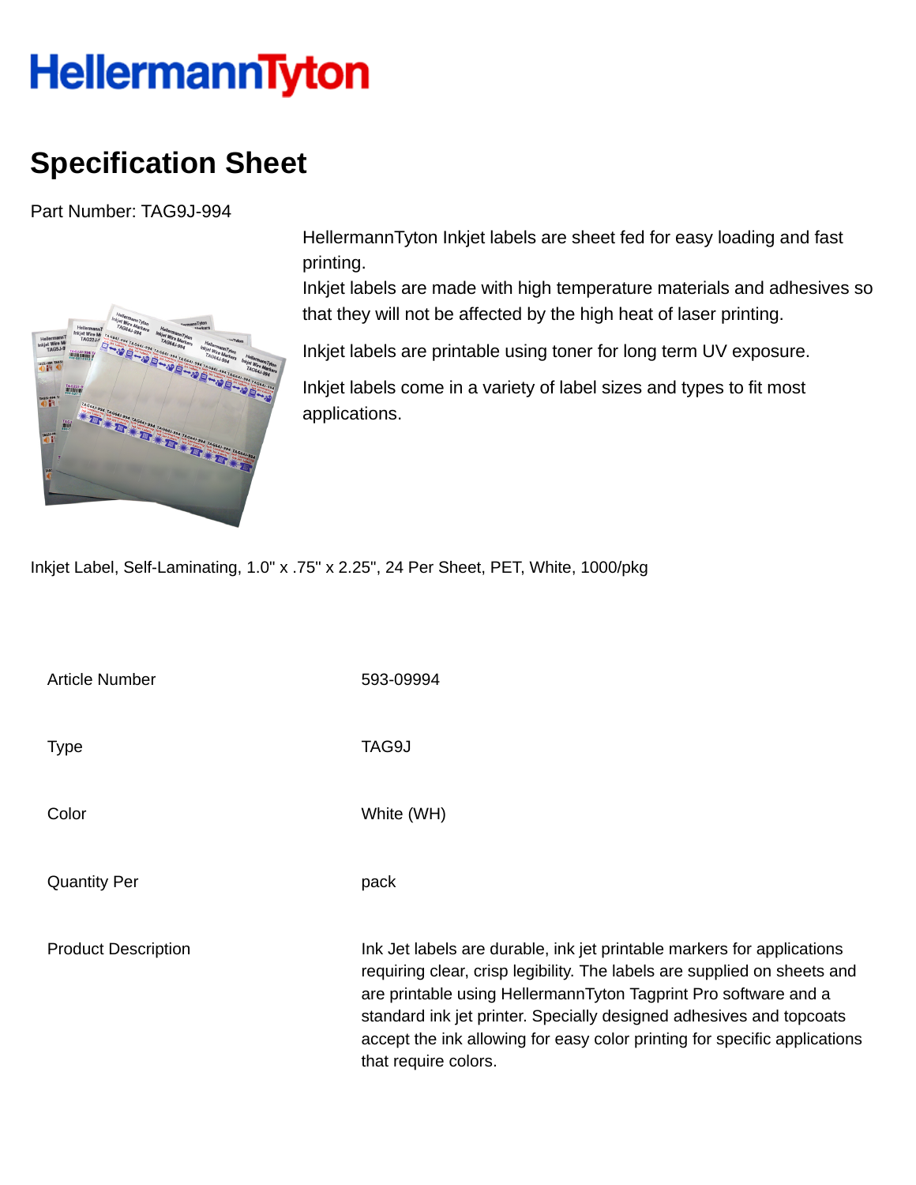HellermannTyton

# Specification Sheet

Part Number: TAG9J-994

HellermannTyton Inkjet labels are sheet fed for easy loading and fast printing.
Inkjet labels are made with high temperature materials and adhesives so that they will not be affected by the high heat of laser printing.

Inkjet labels are printable using toner for long term UV exposure.

Inkjet labels come in a variety of label sizes and types to fit most applications.

Inkjet Label, Self-Laminating, 1.0" x .75" x 2.25", 24 Per Sheet, PET, White, 1000/pkg

| | |
|---|---|
| Article Number | 593-09994 |
| Type | TAG9J |
| Color | White (WH) |
| Quantity Per | pack |
| Product Description | Ink Jet labels are durable, ink jet printable markers for applications requiring clear, crisp legibility. The labels are supplied on sheets and are printable using HellermannTyton Tagprint Pro software and a standard ink jet printer. Specially designed adhesives and topcoats accept the ink allowing for easy color printing for specific applications that require colors. |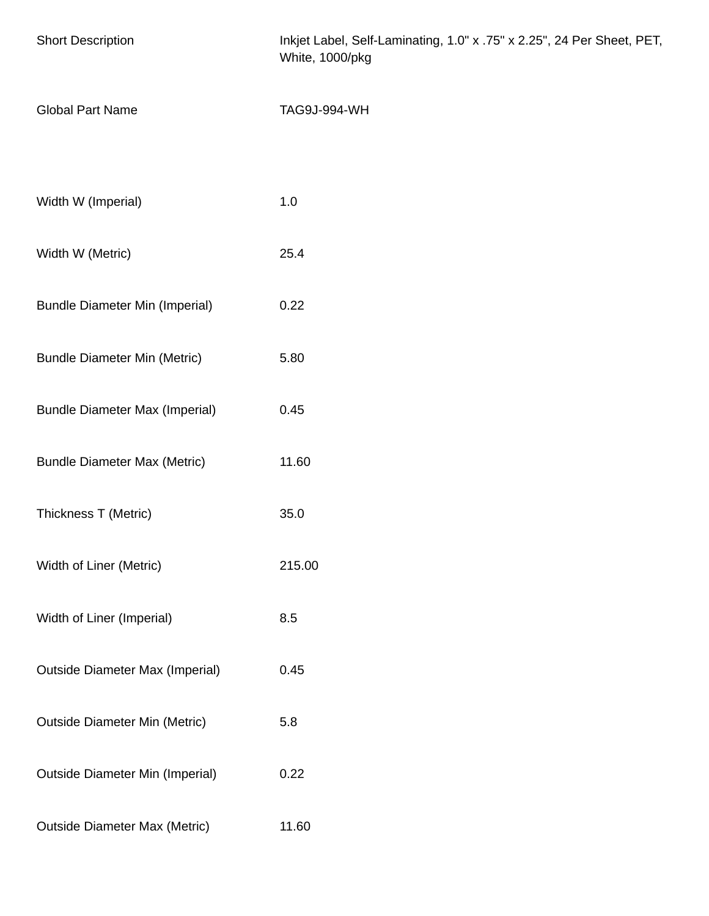| | |
|---|---|
| Short Description | Inkjet Label, Self-Laminating, 1.0" x .75" x 2.25", 24 Per Sheet, PET, White, 1000/pkg |
| Global Part Name | TAG9J-994-WH |
| | |
| Width W (Imperial) | 1.0 |
| Width W (Metric) | 25.4 |
| Bundle Diameter Min (Imperial) | 0.22 |
| Bundle Diameter Min (Metric) | 5.80 |
| Bundle Diameter Max (Imperial) | 0.45 |
| Bundle Diameter Max (Metric) | 11.60 |
| Thickness T (Metric) | 35.0 |
| Width of Liner (Metric) | 215.00 |
| Width of Liner (Imperial) | 8.5 |
| Outside Diameter Max (Imperial) | 0.45 |
| Outside Diameter Min (Metric) | 5.8 |
| Outside Diameter Min (Imperial) | 0.22 |
| Outside Diameter Max (Metric) | 11.60 |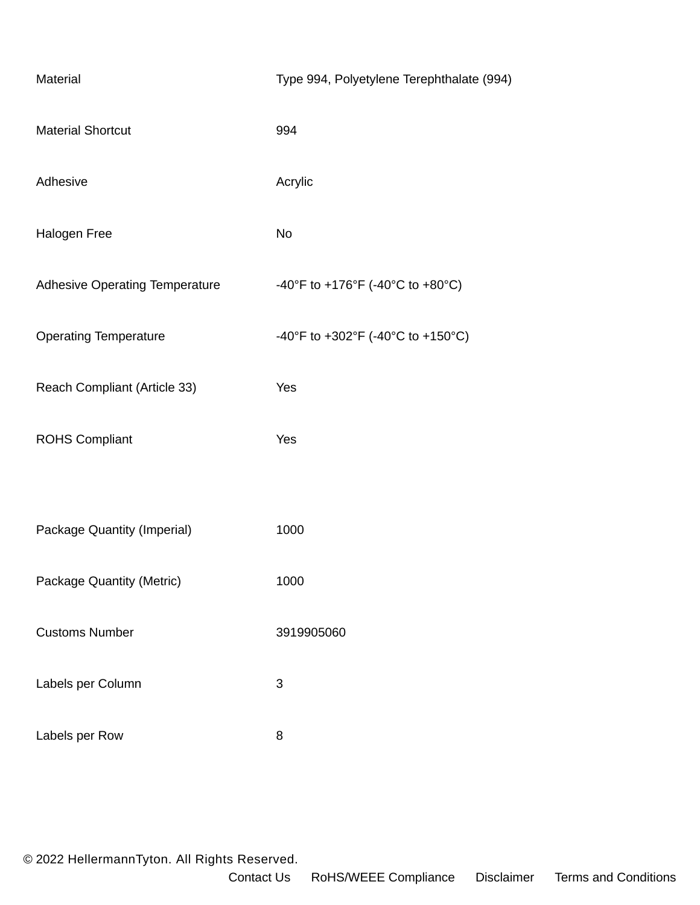| | |
|---|---|
| Material | Type 994, Polyetylene Terephthalate (994) |
| Material Shortcut | 994 |
| Adhesive | Acrylic |
| Halogen Free | No |
| Adhesive Operating Temperature | -40°F to +176°F (-40°C to +80°C) |
| Operating Temperature | -40°F to +302°F (-40°C to +150°C) |
| Reach Compliant (Article 33) | Yes |
| ROHS Compliant | Yes |

| | |
|---|---|
| Package Quantity (Imperial) | 1000 |
| Package Quantity (Metric) | 1000 |
| Customs Number | 3919905060 |
| Labels per Column | 3 |
| Labels per Row | 8 |

© 2022 HellermannTyton. All Rights Reserved.

Contact Us RoHS/WEEE Compliance Disclaimer Terms and Conditions